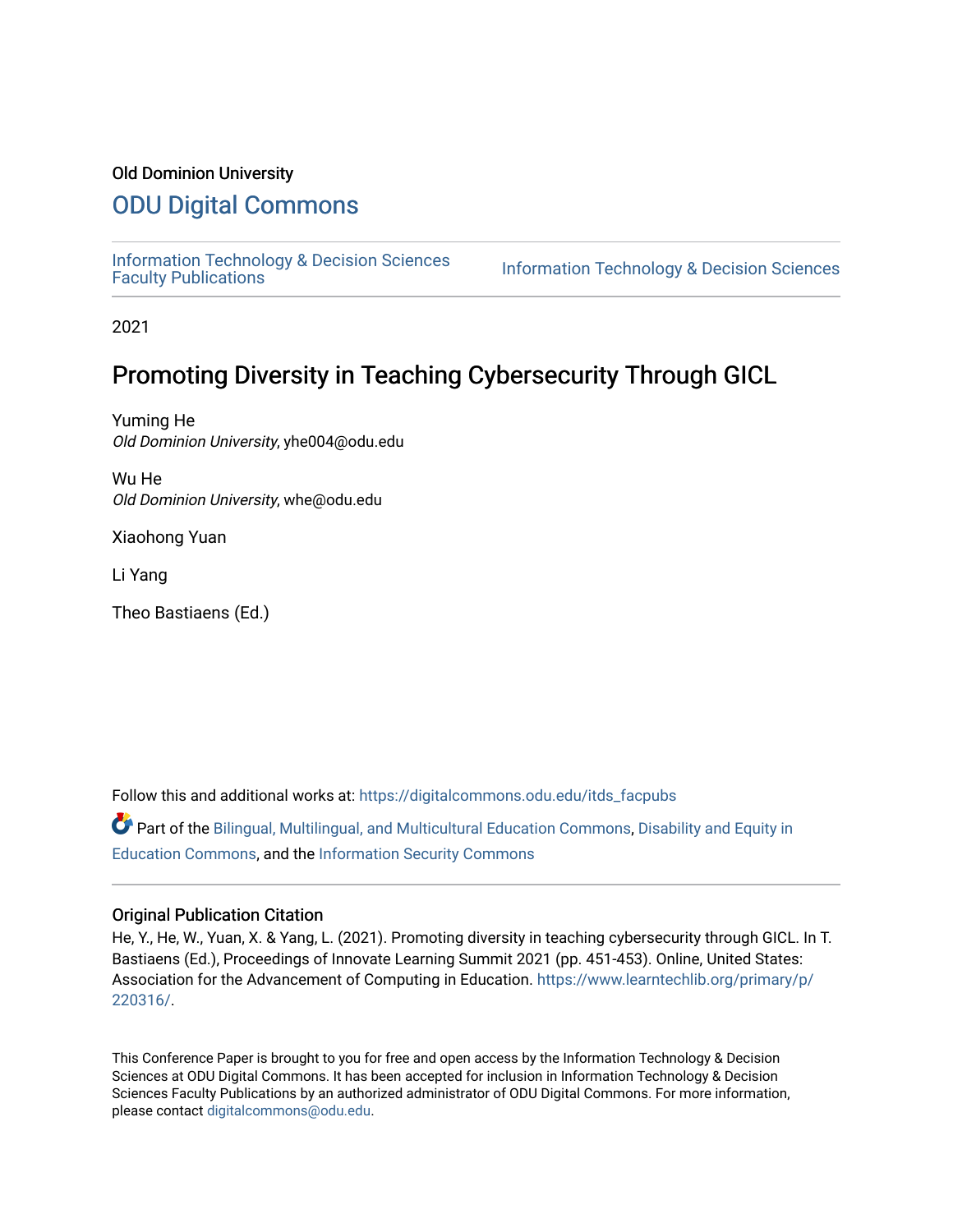Old Dominion University

## ODU Digital Commons

Information Technology & Decision Sciences Faculty Publications | Information Technology & Decision Sciences

2021

# Promoting Diversity in Teaching Cybersecurity Through GICL

Yuming He
*Old Dominion University*, yhe004@odu.edu

Wu He
*Old Dominion University*, whe@odu.edu

Xiaohong Yuan

Li Yang

Theo Bastiaens (Ed.)

Follow this and additional works at: https://digitalcommons.odu.edu/itds_facpubs

Part of the Bilingual, Multilingual, and Multicultural Education Commons, Disability and Equity in Education Commons, and the Information Security Commons

### Original Publication Citation

He, Y., He, W., Yuan, X. & Yang, L. (2021). Promoting diversity in teaching cybersecurity through GICL. In T. Bastiaens (Ed.), Proceedings of Innovate Learning Summit 2021 (pp. 451-453). Online, United States: Association for the Advancement of Computing in Education. https://www.learntechlib.org/primary/p/220316/.

This Conference Paper is brought to you for free and open access by the Information Technology & Decision Sciences at ODU Digital Commons. It has been accepted for inclusion in Information Technology & Decision Sciences Faculty Publications by an authorized administrator of ODU Digital Commons. For more information, please contact digitalcommons@odu.edu.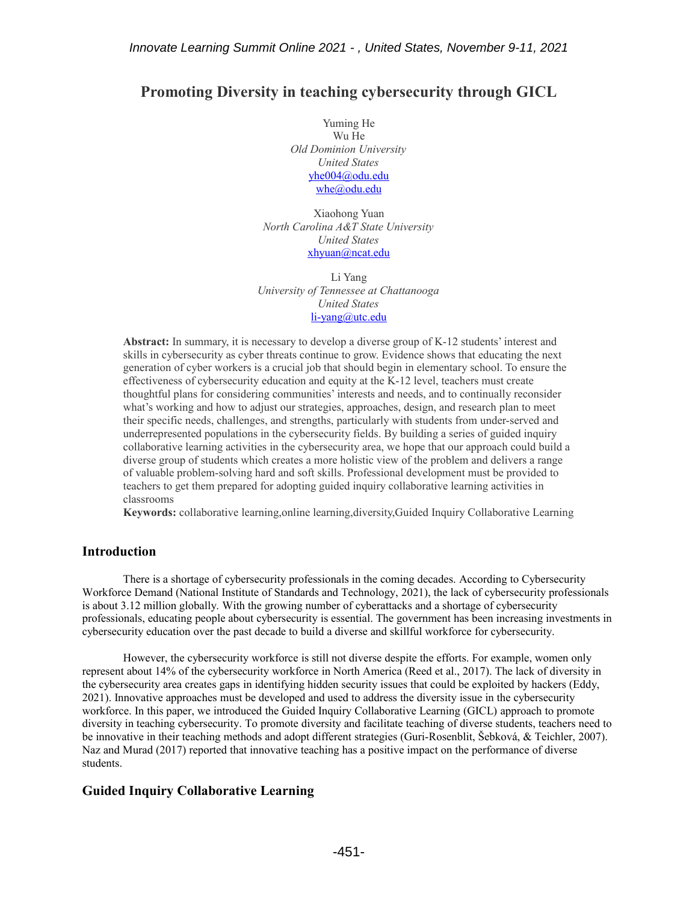# Promoting Diversity in teaching cybersecurity through GICL

Yuming He
Wu He
*Old Dominion University*
*United States*
yhe004@odu.edu
whe@odu.edu

Xiaohong Yuan
*North Carolina A&T State University*
*United States*
xhyuan@ncat.edu

Li Yang
*University of Tennessee at Chattanooga*
*United States*
li-yang@utc.edu

**Abstract:** In summary, it is necessary to develop a diverse group of K-12 students' interest and skills in cybersecurity as cyber threats continue to grow. Evidence shows that educating the next generation of cyber workers is a crucial job that should begin in elementary school. To ensure the effectiveness of cybersecurity education and equity at the K-12 level, teachers must create thoughtful plans for considering communities' interests and needs, and to continually reconsider what's working and how to adjust our strategies, approaches, design, and research plan to meet their specific needs, challenges, and strengths, particularly with students from under-served and underrepresented populations in the cybersecurity fields. By building a series of guided inquiry collaborative learning activities in the cybersecurity area, we hope that our approach could build a diverse group of students which creates a more holistic view of the problem and delivers a range of valuable problem-solving hard and soft skills. Professional development must be provided to teachers to get them prepared for adopting guided inquiry collaborative learning activities in classrooms

**Keywords:** collaborative learning,online learning,diversity,Guided Inquiry Collaborative Learning

## Introduction

There is a shortage of cybersecurity professionals in the coming decades. According to Cybersecurity Workforce Demand (National Institute of Standards and Technology, 2021), the lack of cybersecurity professionals is about 3.12 million globally. With the growing number of cyberattacks and a shortage of cybersecurity professionals, educating people about cybersecurity is essential. The government has been increasing investments in cybersecurity education over the past decade to build a diverse and skillful workforce for cybersecurity.

However, the cybersecurity workforce is still not diverse despite the efforts. For example, women only represent about 14% of the cybersecurity workforce in North America (Reed et al., 2017). The lack of diversity in the cybersecurity area creates gaps in identifying hidden security issues that could be exploited by hackers (Eddy, 2021). Innovative approaches must be developed and used to address the diversity issue in the cybersecurity workforce. In this paper, we introduced the Guided Inquiry Collaborative Learning (GICL) approach to promote diversity in teaching cybersecurity. To promote diversity and facilitate teaching of diverse students, teachers need to be innovative in their teaching methods and adopt different strategies (Guri-Rosenblit, Šebková, & Teichler, 2007). Naz and Murad (2017) reported that innovative teaching has a positive impact on the performance of diverse students.

## Guided Inquiry Collaborative Learning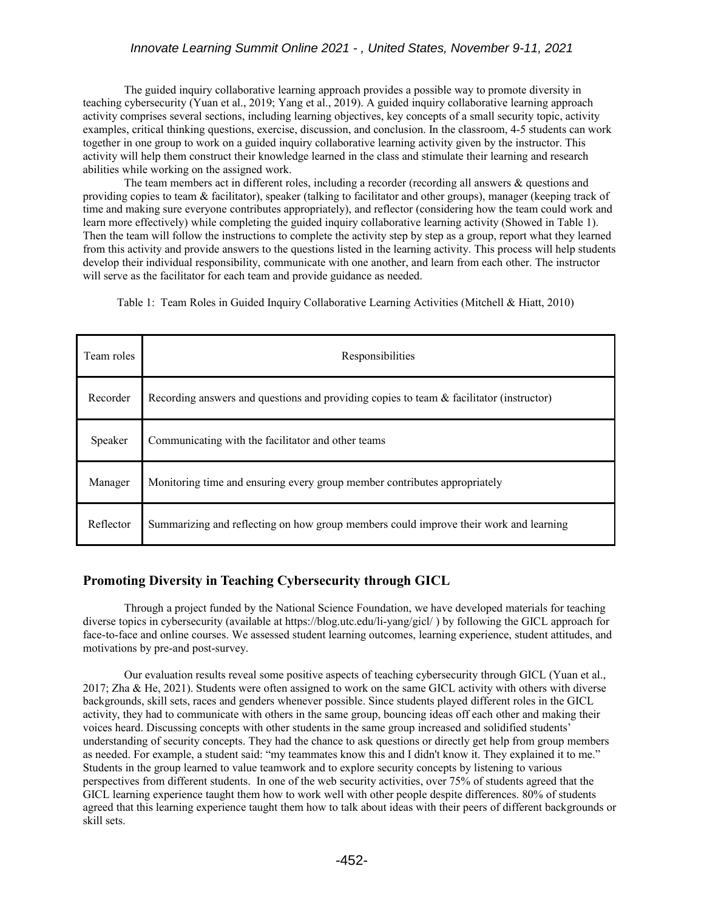The guided inquiry collaborative learning approach provides a possible way to promote diversity in teaching cybersecurity (Yuan et al., 2019; Yang et al., 2019). A guided inquiry collaborative learning approach activity comprises several sections, including learning objectives, key concepts of a small security topic, activity examples, critical thinking questions, exercise, discussion, and conclusion. In the classroom, 4-5 students can work together in one group to work on a guided inquiry collaborative learning activity given by the instructor. This activity will help them construct their knowledge learned in the class and stimulate their learning and research abilities while working on the assigned work.

The team members act in different roles, including a recorder (recording all answers & questions and providing copies to team & facilitator), speaker (talking to facilitator and other groups), manager (keeping track of time and making sure everyone contributes appropriately), and reflector (considering how the team could work and learn more effectively) while completing the guided inquiry collaborative learning activity (Showed in Table 1). Then the team will follow the instructions to complete the activity step by step as a group, report what they learned from this activity and provide answers to the questions listed in the learning activity. This process will help students develop their individual responsibility, communicate with one another, and learn from each other. The instructor will serve as the facilitator for each team and provide guidance as needed.

Table 1: Team Roles in Guided Inquiry Collaborative Learning Activities (Mitchell & Hiatt, 2010)

| Team roles | Responsibilities |
|---|---|
| Recorder | Recording answers and questions and providing copies to team & facilitator (instructor) |
| Speaker | Communicating with the facilitator and other teams |
| Manager | Monitoring time and ensuring every group member contributes appropriately |
| Reflector | Summarizing and reflecting on how group members could improve their work and learning |

## Promoting Diversity in Teaching Cybersecurity through GICL

Through a project funded by the National Science Foundation, we have developed materials for teaching diverse topics in cybersecurity (available at https://blog.utc.edu/li-yang/gicl/ ) by following the GICL approach for face-to-face and online courses. We assessed student learning outcomes, learning experience, student attitudes, and motivations by pre-and post-survey.

Our evaluation results reveal some positive aspects of teaching cybersecurity through GICL (Yuan et al., 2017; Zha & He, 2021). Students were often assigned to work on the same GICL activity with others with diverse backgrounds, skill sets, races and genders whenever possible. Since students played different roles in the GICL activity, they had to communicate with others in the same group, bouncing ideas off each other and making their voices heard. Discussing concepts with other students in the same group increased and solidified students' understanding of security concepts. They had the chance to ask questions or directly get help from group members as needed. For example, a student said: "my teammates know this and I didn't know it. They explained it to me." Students in the group learned to value teamwork and to explore security concepts by listening to various perspectives from different students. In one of the web security activities, over 75% of students agreed that the GICL learning experience taught them how to work well with other people despite differences. 80% of students agreed that this learning experience taught them how to talk about ideas with their peers of different backgrounds or skill sets.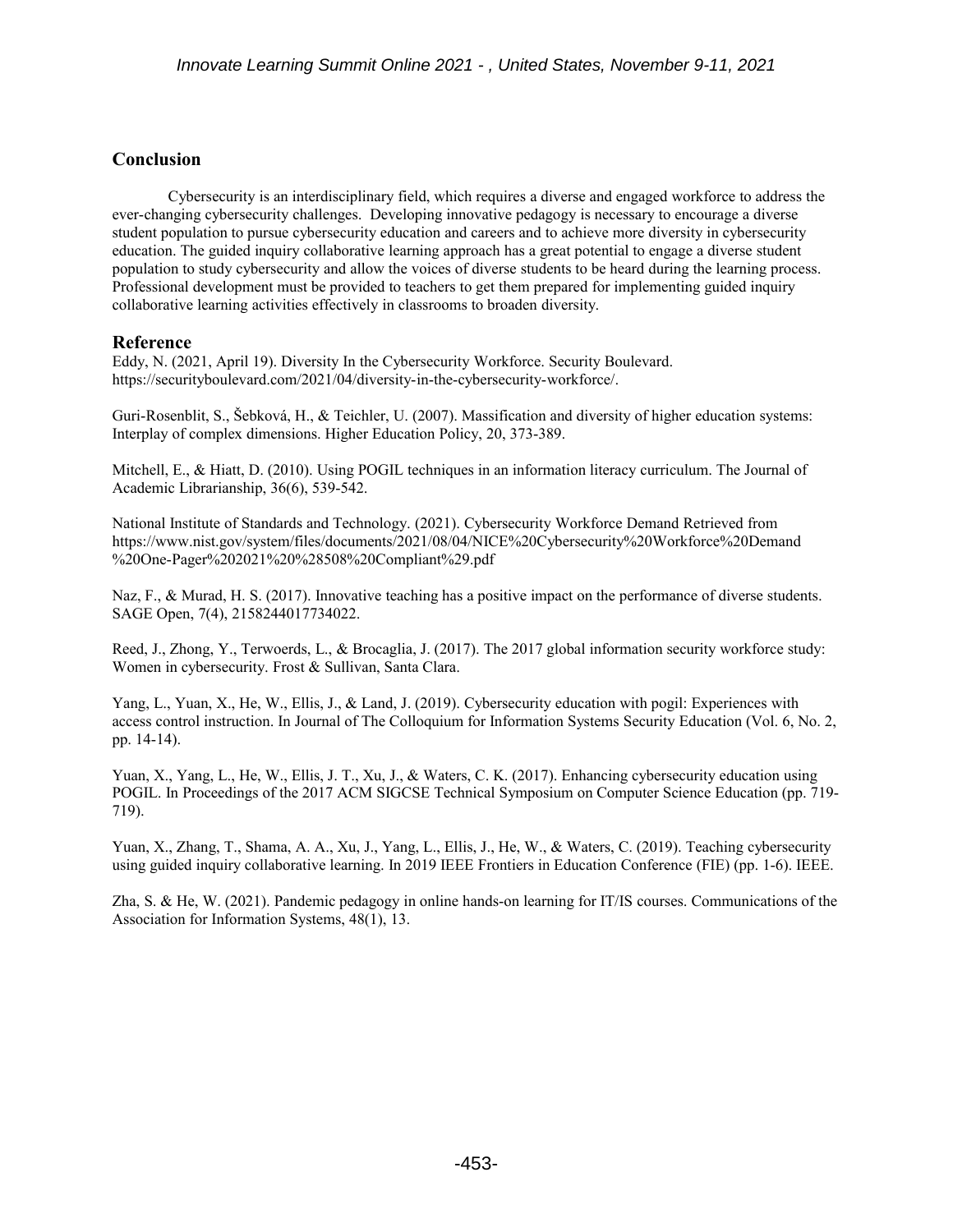## Conclusion

Cybersecurity is an interdisciplinary field, which requires a diverse and engaged workforce to address the ever-changing cybersecurity challenges. Developing innovative pedagogy is necessary to encourage a diverse student population to pursue cybersecurity education and careers and to achieve more diversity in cybersecurity education. The guided inquiry collaborative learning approach has a great potential to engage a diverse student population to study cybersecurity and allow the voices of diverse students to be heard during the learning process. Professional development must be provided to teachers to get them prepared for implementing guided inquiry collaborative learning activities effectively in classrooms to broaden diversity.

## Reference

Eddy, N. (2021, April 19). Diversity In the Cybersecurity Workforce. Security Boulevard. https://securityboulevard.com/2021/04/diversity-in-the-cybersecurity-workforce/.

Guri-Rosenblit, S., Šebková, H., & Teichler, U. (2007). Massification and diversity of higher education systems: Interplay of complex dimensions. Higher Education Policy, 20, 373-389.

Mitchell, E., & Hiatt, D. (2010). Using POGIL techniques in an information literacy curriculum. The Journal of Academic Librarianship, 36(6), 539-542.

National Institute of Standards and Technology. (2021). Cybersecurity Workforce Demand Retrieved from https://www.nist.gov/system/files/documents/2021/08/04/NICE%20Cybersecurity%20Workforce%20Demand%20One-Pager%202021%20%28508%20Compliant%29.pdf

Naz, F., & Murad, H. S. (2017). Innovative teaching has a positive impact on the performance of diverse students. SAGE Open, 7(4), 2158244017734022.

Reed, J., Zhong, Y., Terwoerds, L., & Brocaglia, J. (2017). The 2017 global information security workforce study: Women in cybersecurity. Frost & Sullivan, Santa Clara.

Yang, L., Yuan, X., He, W., Ellis, J., & Land, J. (2019). Cybersecurity education with pogil: Experiences with access control instruction. In Journal of The Colloquium for Information Systems Security Education (Vol. 6, No. 2, pp. 14-14).

Yuan, X., Yang, L., He, W., Ellis, J. T., Xu, J., & Waters, C. K. (2017). Enhancing cybersecurity education using POGIL. In Proceedings of the 2017 ACM SIGCSE Technical Symposium on Computer Science Education (pp. 719-719).

Yuan, X., Zhang, T., Shama, A. A., Xu, J., Yang, L., Ellis, J., He, W., & Waters, C. (2019). Teaching cybersecurity using guided inquiry collaborative learning. In 2019 IEEE Frontiers in Education Conference (FIE) (pp. 1-6). IEEE.

Zha, S. & He, W. (2021). Pandemic pedagogy in online hands-on learning for IT/IS courses. Communications of the Association for Information Systems, 48(1), 13.